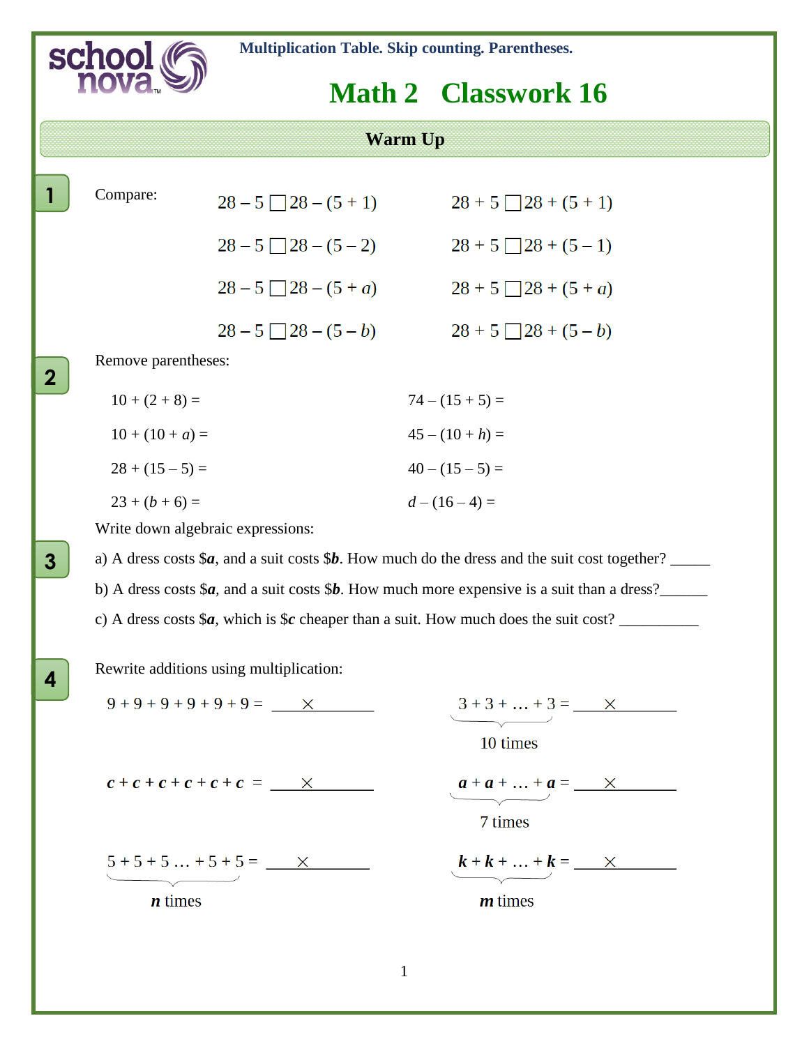Multiplication Table. Skip counting. Parentheses.

# Math 2 Classwork 16

## Warm Up

**1** Compare:

$28 - 5 \square 28 - (5 + 1)$ $\quad$ $28 + 5 \square 28 + (5 + 1)$

$28 - 5 \square 28 - (5 - 2)$ $\quad$ $28 + 5 \square 28 + (5 - 1)$

$28 - 5 \square 28 - (5 + a)$ $\quad$ $28 + 5 \square 28 + (5 + a)$

$28 - 5 \square 28 - (5 - b)$ $\quad$ $28 + 5 \square 28 + (5 - b)$

**2** Remove parentheses:

$10 + (2 + 8) =$ $\quad$ $74 - (15 + 5) =$

$10 + (10 + a) =$ $\quad$ $45 - (10 + h) =$

$28 + (15 - 5) =$ $\quad$ $40 - (15 - 5) =$

$23 + (b + 6) =$ $\quad$ $d - (16 - 4) =$

**3** Write down algebraic expressions:

a) A dress costs $***a***, and a suit costs $***b***. How much do the dress and the suit cost together? _____

b) A dress costs $***a***, and a suit costs $***b***. How much more expensive is a suit than a dress?______

c) A dress costs $***a***, which is $***c*** cheaper than a suit. How much does the suit cost? __________

**4** Rewrite additions using multiplication:

$9 + 9 + 9 + 9 + 9 + 9 =$ ____ × ________ $\quad$ $\underbrace{3 + 3 + \ldots + 3}_{10 \text{ times}} =$ ____ × ________

$\boldsymbol{c + c + c + c + c + c} =$ ____ × ________ $\quad$ $\underbrace{\boldsymbol{a + a + \ldots + a}}_{7 \text{ times}} =$ ____ × ________

$\underbrace{5 + 5 + 5 \ldots + 5 + 5}_{\boldsymbol{n} \text{ times}} =$ ____ × ________ $\quad$ $\underbrace{\boldsymbol{k + k + \ldots + k}}_{\boldsymbol{m} \text{ times}} =$ ____ × ________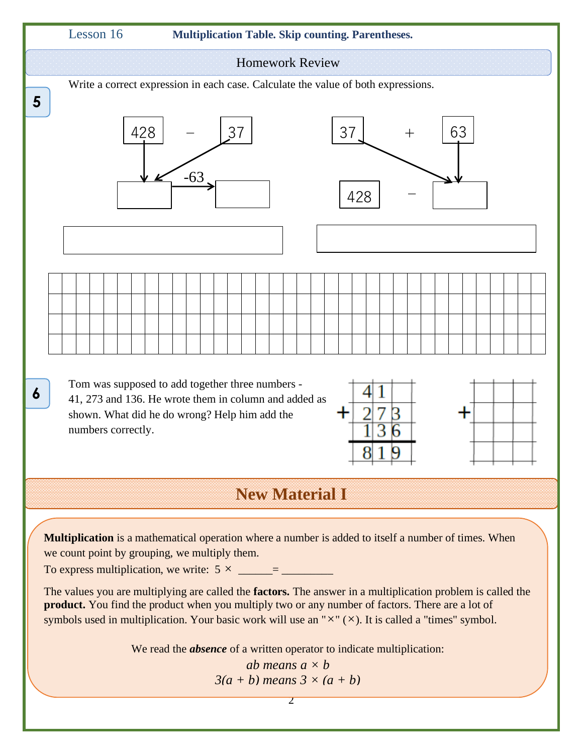## Homework Review

**5** Write a correct expression in each case. Calculate the value of both expressions.

428 − 37 → [ ] −63 → [ ]

37 + 63 → 428 − [ ]

**6** Tom was supposed to add together three numbers - 41, 273 and 136. He wrote them in column and added as shown. What did he do wrong? Help him add the numbers correctly.

```
   41
+  273
   136
   ---
   819
```

## New Material I

**Multiplication** is a mathematical operation where a number is added to itself a number of times. When we count point by grouping, we multiply them.

To express multiplication, we write: 5 × ______= _________

The values you are multiplying are called the **factors.** The answer in a multiplication problem is called the **product.** You find the product when you multiply two or any number of factors. There are a lot of symbols used in multiplication. Your basic work will use an "×" (×). It is called a "times" symbol.

We read the ***absence*** of a written operator to indicate multiplication:

*ab means* $a \times b$

*3(a + b) means* $3 \times (a + b)$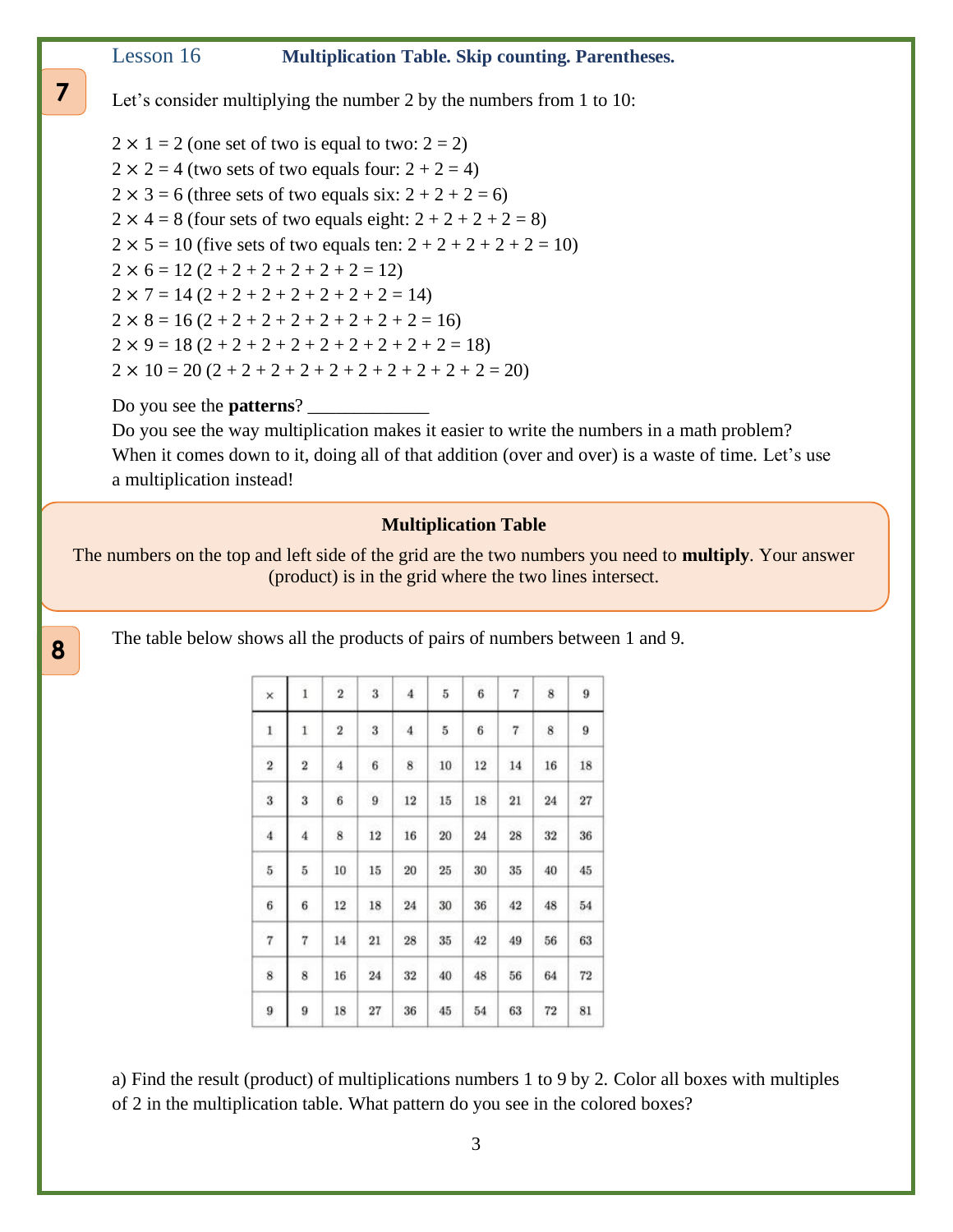**7**

Let's consider multiplying the number 2 by the numbers from 1 to 10:

$2 \times 1 = 2$ (one set of two is equal to two: $2 = 2$)
$2 \times 2 = 4$ (two sets of two equals four: $2 + 2 = 4$)
$2 \times 3 = 6$ (three sets of two equals six: $2 + 2 + 2 = 6$)
$2 \times 4 = 8$ (four sets of two equals eight: $2 + 2 + 2 + 2 = 8$)
$2 \times 5 = 10$ (five sets of two equals ten: $2 + 2 + 2 + 2 + 2 = 10$)
$2 \times 6 = 12$ ($2 + 2 + 2 + 2 + 2 + 2 = 12$)
$2 \times 7 = 14$ ($2 + 2 + 2 + 2 + 2 + 2 + 2 = 14$)
$2 \times 8 = 16$ ($2 + 2 + 2 + 2 + 2 + 2 + 2 + 2 = 16$)
$2 \times 9 = 18$ ($2 + 2 + 2 + 2 + 2 + 2 + 2 + 2 + 2 = 18$)
$2 \times 10 = 20$ ($2 + 2 + 2 + 2 + 2 + 2 + 2 + 2 + 2 + 2 = 20$)

Do you see the **patterns**? _____________
Do you see the way multiplication makes it easier to write the numbers in a math problem?
When it comes down to it, doing all of that addition (over and over) is a waste of time. Let's use a multiplication instead!

### Multiplication Table

The numbers on the top and left side of the grid are the two numbers you need to **multiply**. Your answer (product) is in the grid where the two lines intersect.

**8**

The table below shows all the products of pairs of numbers between 1 and 9.

| × | 1 | 2 | 3 | 4 | 5 | 6 | 7 | 8 | 9 |
|---|---|---|---|---|---|---|---|---|---|
| 1 | 1 | 2 | 3 | 4 | 5 | 6 | 7 | 8 | 9 |
| 2 | 2 | 4 | 6 | 8 | 10 | 12 | 14 | 16 | 18 |
| 3 | 3 | 6 | 9 | 12 | 15 | 18 | 21 | 24 | 27 |
| 4 | 4 | 8 | 12 | 16 | 20 | 24 | 28 | 32 | 36 |
| 5 | 5 | 10 | 15 | 20 | 25 | 30 | 35 | 40 | 45 |
| 6 | 6 | 12 | 18 | 24 | 30 | 36 | 42 | 48 | 54 |
| 7 | 7 | 14 | 21 | 28 | 35 | 42 | 49 | 56 | 63 |
| 8 | 8 | 16 | 24 | 32 | 40 | 48 | 56 | 64 | 72 |
| 9 | 9 | 18 | 27 | 36 | 45 | 54 | 63 | 72 | 81 |

a) Find the result (product) of multiplications numbers 1 to 9 by 2. Color all boxes with multiples of 2 in the multiplication table. What pattern do you see in the colored boxes?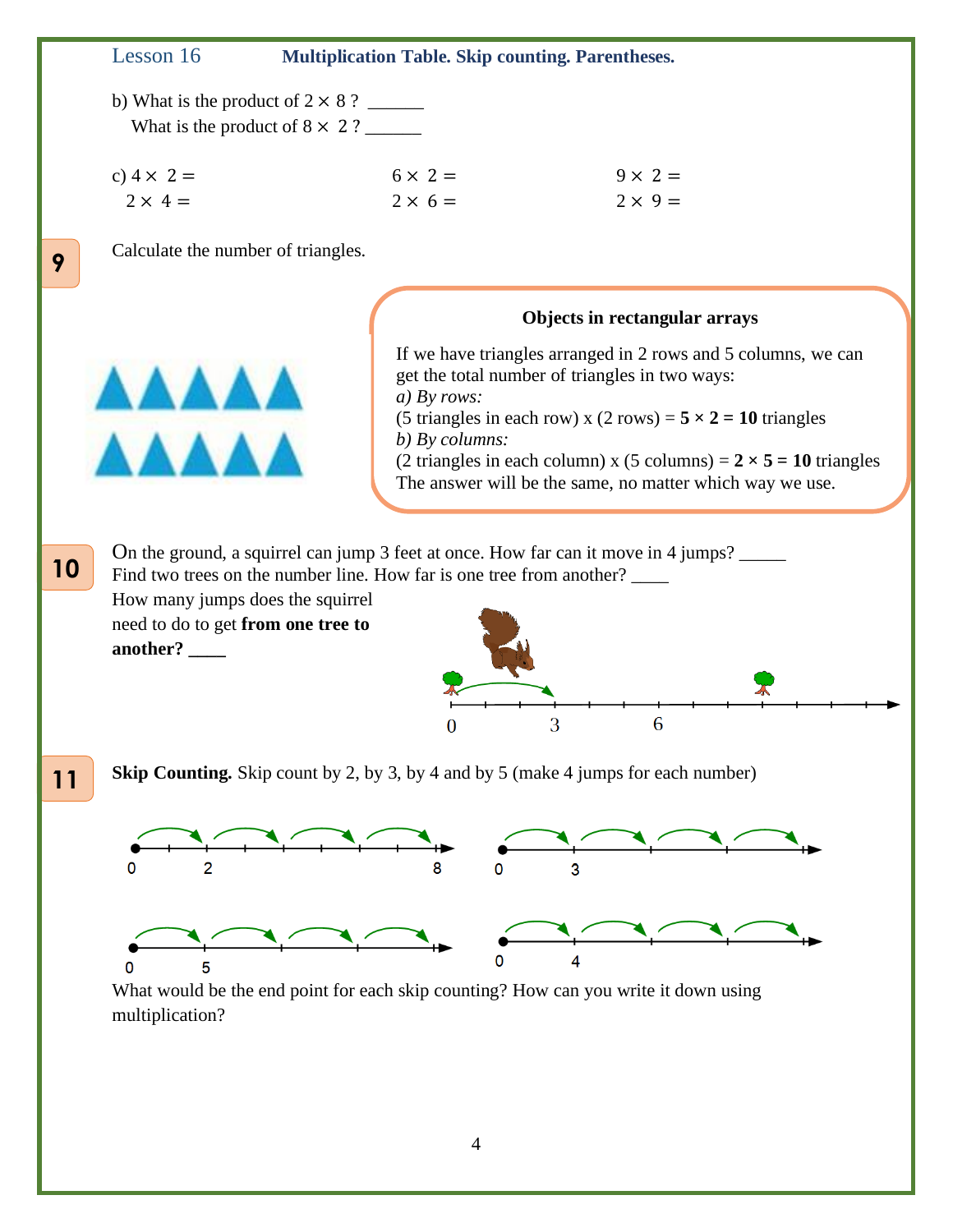b) What is the product of $2 \times 8$ ? ______

What is the product of $8 \times 2$ ? ______

c) $4 \times 2 =$ $\quad$ $6 \times 2 =$ $\quad$ $9 \times 2 =$

$2 \times 4 =$ $\quad$ $2 \times 6 =$ $\quad$ $2 \times 9 =$

**9** Calculate the number of triangles.

**Objects in rectangular arrays**

If we have triangles arranged in 2 rows and 5 columns, we can get the total number of triangles in two ways:

*a) By rows:*

(5 triangles in each row) x (2 rows) = **5 × 2 = 10** triangles

*b) By columns:*

(2 triangles in each column) x (5 columns) = **2 × 5 = 10** triangles

The answer will be the same, no matter which way we use.

**10** On the ground, a squirrel can jump 3 feet at once. How far can it move in 4 jumps? _____

Find two trees on the number line. How far is one tree from another? ____

How many jumps does the squirrel need to do to get **from one tree to another? ____**

0 $\quad$ 3 $\quad$ 6

**11** **Skip Counting.** Skip count by 2, by 3, by 4 and by 5 (make 4 jumps for each number)

0 $\quad$ 2 $\quad$ 8

0 $\quad$ 3

0 $\quad$ 5

0 $\quad$ 4

What would be the end point for each skip counting? How can you write it down using multiplication?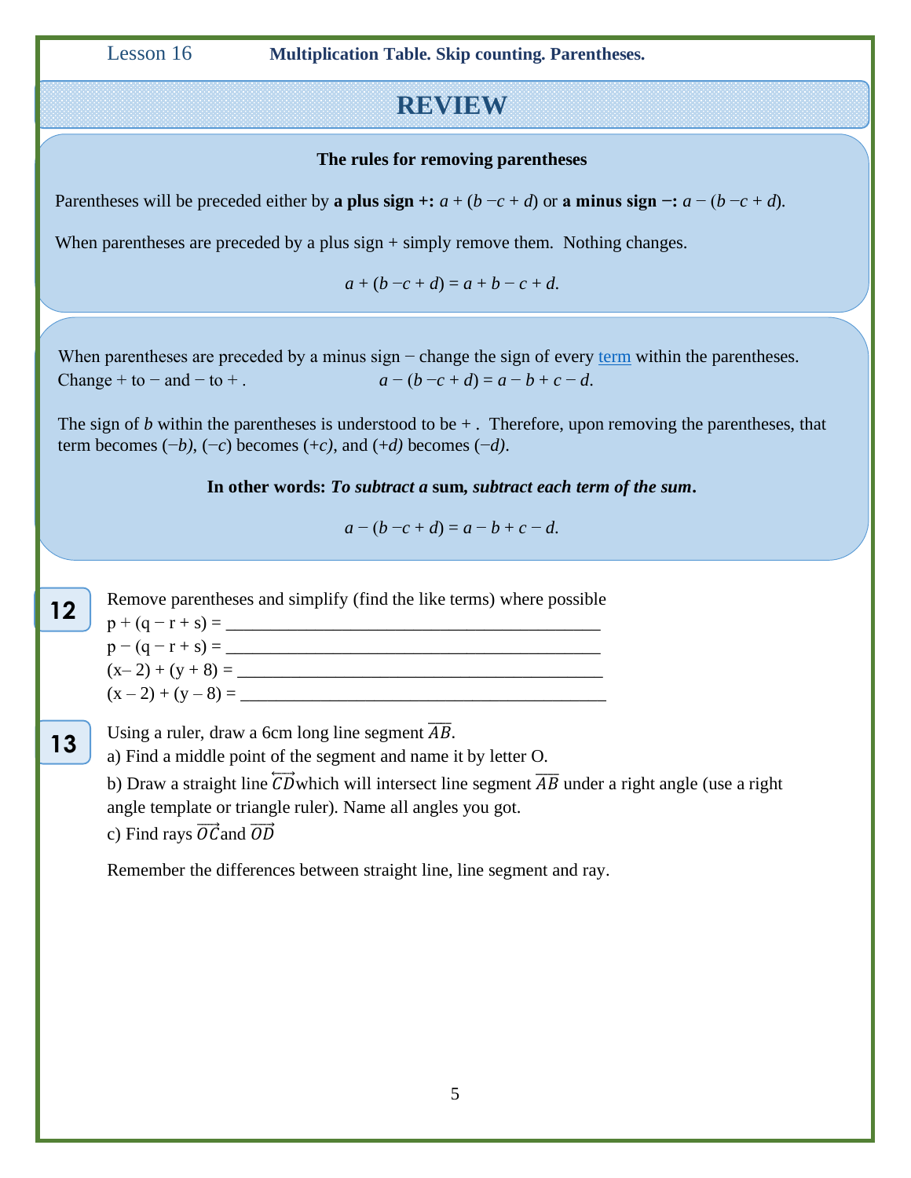Lesson 16 **Multiplication Table. Skip counting. Parentheses.**

# REVIEW

**The rules for removing parentheses**

Parentheses will be preceded either by **a plus sign +:** $a + (b - c + d)$ or **a minus sign −:** $a - (b - c + d)$.

When parentheses are preceded by a plus sign + simply remove them. Nothing changes.

$$a + (b - c + d) = a + b - c + d.$$

When parentheses are preceded by a minus sign − change the sign of every term within the parentheses. Change + to − and − to + . $a - (b - c + d) = a - b + c - d$.

The sign of $b$ within the parentheses is understood to be + . Therefore, upon removing the parentheses, that term becomes $(-b)$, $(-c)$ becomes $(+c)$, and $(+d)$ becomes $(-d)$.

**In other words: *To subtract a* sum*, subtract each term of the sum*.**

$$a - (b - c + d) = a - b + c - d.$$

**12** Remove parentheses and simplify (find the like terms) where possible

$p + (q - r + s) =$ ________________________________________

$p - (q - r + s) =$ ________________________________________

$(x - 2) + (y + 8) =$ ________________________________________

$(x - 2) + (y - 8) =$ ________________________________________

**13** Using a ruler, draw a 6cm long line segment $\overline{AB}$.

a) Find a middle point of the segment and name it by letter O.

b) Draw a straight line $\overleftrightarrow{CD}$ which will intersect line segment $\overline{AB}$ under a right angle (use a right angle template or triangle ruler). Name all angles you got.

c) Find rays $\overrightarrow{OC}$ and $\overrightarrow{OD}$

Remember the differences between straight line, line segment and ray.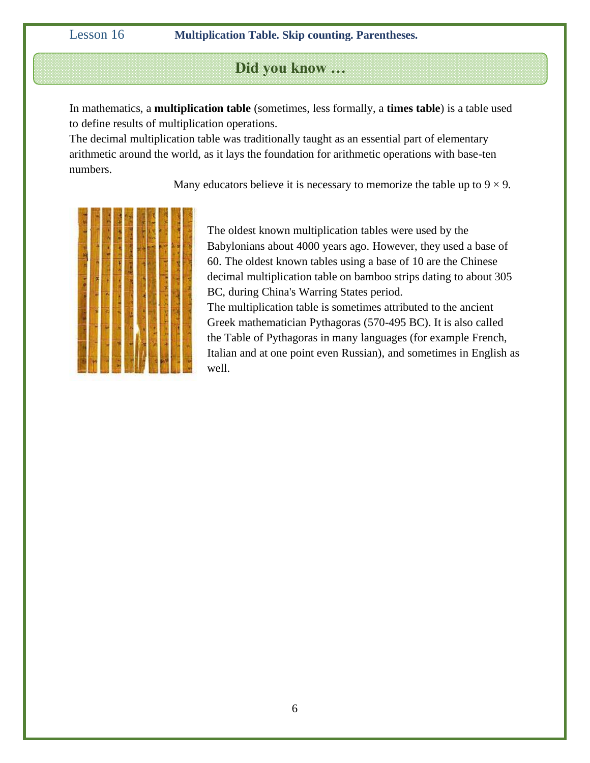## Did you know …

In mathematics, a **multiplication table** (sometimes, less formally, a **times table**) is a table used to define results of multiplication operations.
The decimal multiplication table was traditionally taught as an essential part of elementary arithmetic around the world, as it lays the foundation for arithmetic operations with base-ten numbers.

Many educators believe it is necessary to memorize the table up to $9 \times 9$.

The oldest known multiplication tables were used by the Babylonians about 4000 years ago. However, they used a base of 60. The oldest known tables using a base of 10 are the Chinese decimal multiplication table on bamboo strips dating to about 305 BC, during China's Warring States period.
The multiplication table is sometimes attributed to the ancient Greek mathematician Pythagoras (570-495 BC). It is also called the Table of Pythagoras in many languages (for example French, Italian and at one point even Russian), and sometimes in English as well.